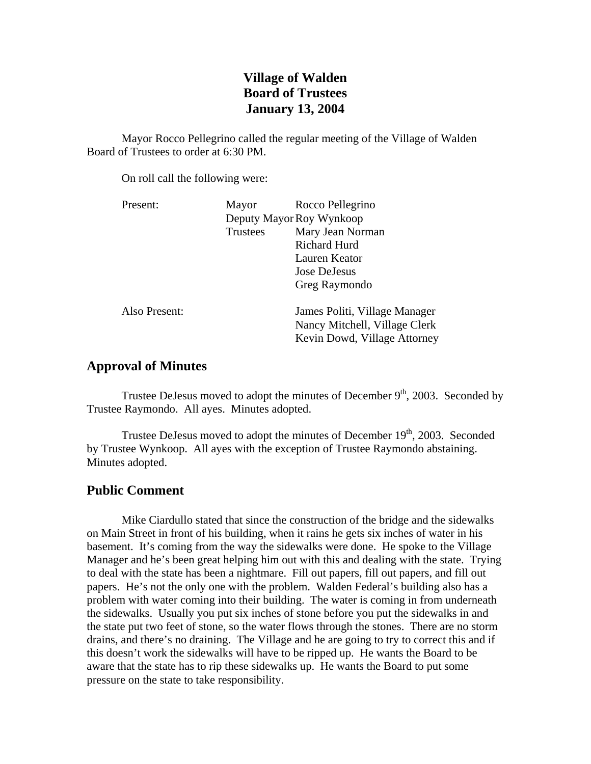# Village of Walden
# Board of Trustees
# January 13, 2004

Mayor Rocco Pellegrino called the regular meeting of the Village of Walden Board of Trustees to order at 6:30 PM.

On roll call the following were:

| | | |
|---|---|---|
| Present: | Mayor | Rocco Pellegrino |
| | Deputy Mayor | Roy Wynkoop |
| | Trustees | Mary Jean Norman |
| | | Richard Hurd |
| | | Lauren Keator |
| | | Jose DeJesus |
| | | Greg Raymondo |
| Also Present: | | James Politi, Village Manager |
| | | Nancy Mitchell, Village Clerk |
| | | Kevin Dowd, Village Attorney |

## Approval of Minutes

Trustee DeJesus moved to adopt the minutes of December 9th, 2003. Seconded by Trustee Raymondo. All ayes. Minutes adopted.

Trustee DeJesus moved to adopt the minutes of December 19th, 2003. Seconded by Trustee Wynkoop. All ayes with the exception of Trustee Raymondo abstaining. Minutes adopted.

## Public Comment

Mike Ciardullo stated that since the construction of the bridge and the sidewalks on Main Street in front of his building, when it rains he gets six inches of water in his basement. It's coming from the way the sidewalks were done. He spoke to the Village Manager and he's been great helping him out with this and dealing with the state. Trying to deal with the state has been a nightmare. Fill out papers, fill out papers, and fill out papers. He's not the only one with the problem. Walden Federal's building also has a problem with water coming into their building. The water is coming in from underneath the sidewalks. Usually you put six inches of stone before you put the sidewalks in and the state put two feet of stone, so the water flows through the stones. There are no storm drains, and there's no draining. The Village and he are going to try to correct this and if this doesn't work the sidewalks will have to be ripped up. He wants the Board to be aware that the state has to rip these sidewalks up. He wants the Board to put some pressure on the state to take responsibility.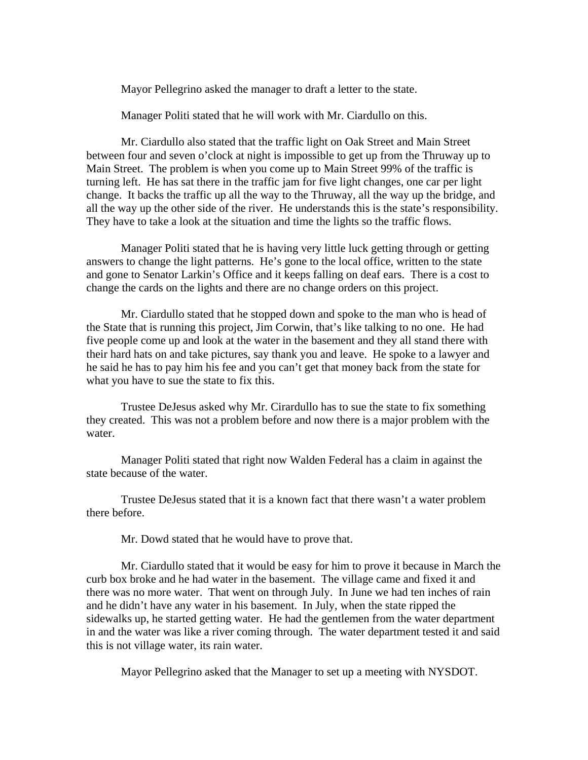Mayor Pellegrino asked the manager to draft a letter to the state.

Manager Politi stated that he will work with Mr. Ciardullo on this.

Mr. Ciardullo also stated that the traffic light on Oak Street and Main Street between four and seven o'clock at night is impossible to get up from the Thruway up to Main Street. The problem is when you come up to Main Street 99% of the traffic is turning left. He has sat there in the traffic jam for five light changes, one car per light change. It backs the traffic up all the way to the Thruway, all the way up the bridge, and all the way up the other side of the river. He understands this is the state's responsibility. They have to take a look at the situation and time the lights so the traffic flows.

Manager Politi stated that he is having very little luck getting through or getting answers to change the light patterns. He's gone to the local office, written to the state and gone to Senator Larkin's Office and it keeps falling on deaf ears. There is a cost to change the cards on the lights and there are no change orders on this project.

Mr. Ciardullo stated that he stopped down and spoke to the man who is head of the State that is running this project, Jim Corwin, that's like talking to no one. He had five people come up and look at the water in the basement and they all stand there with their hard hats on and take pictures, say thank you and leave. He spoke to a lawyer and he said he has to pay him his fee and you can't get that money back from the state for what you have to sue the state to fix this.

Trustee DeJesus asked why Mr. Cirardullo has to sue the state to fix something they created. This was not a problem before and now there is a major problem with the water.

Manager Politi stated that right now Walden Federal has a claim in against the state because of the water.

Trustee DeJesus stated that it is a known fact that there wasn't a water problem there before.

Mr. Dowd stated that he would have to prove that.

Mr. Ciardullo stated that it would be easy for him to prove it because in March the curb box broke and he had water in the basement. The village came and fixed it and there was no more water. That went on through July. In June we had ten inches of rain and he didn't have any water in his basement. In July, when the state ripped the sidewalks up, he started getting water. He had the gentlemen from the water department in and the water was like a river coming through. The water department tested it and said this is not village water, its rain water.

Mayor Pellegrino asked that the Manager to set up a meeting with NYSDOT.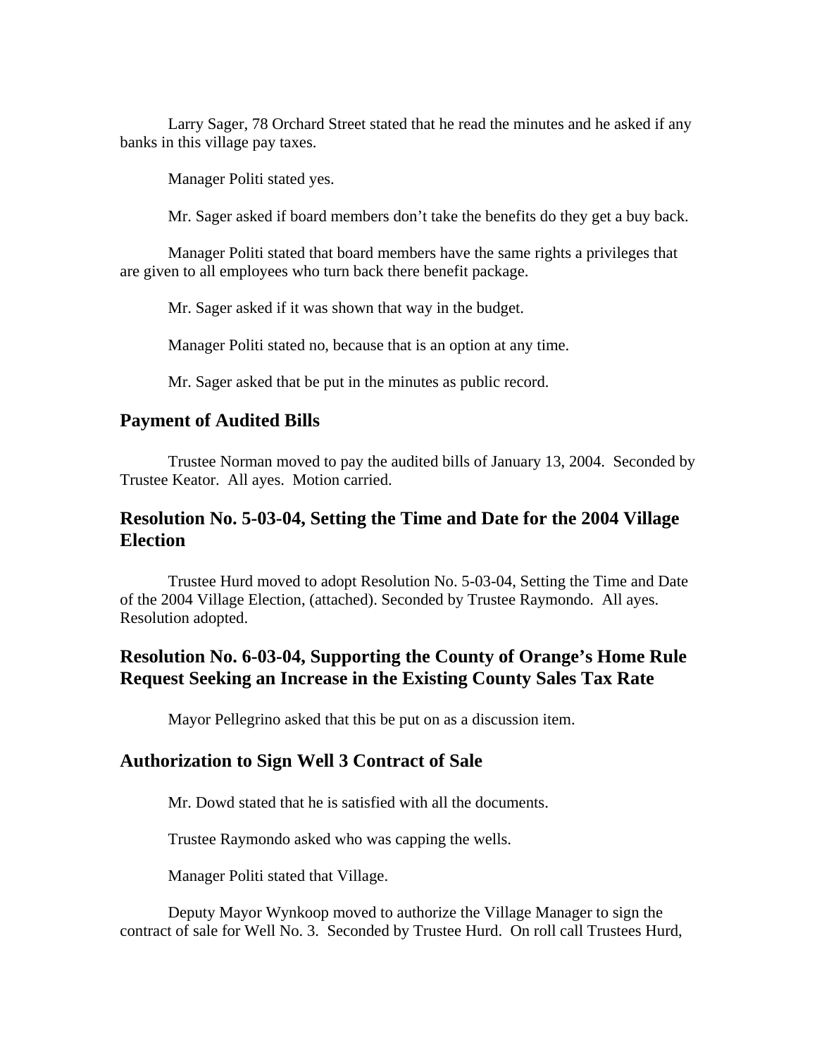Larry Sager, 78 Orchard Street stated that he read the minutes and he asked if any banks in this village pay taxes.

Manager Politi stated yes.

Mr. Sager asked if board members don't take the benefits do they get a buy back.

Manager Politi stated that board members have the same rights a privileges that are given to all employees who turn back there benefit package.

Mr. Sager asked if it was shown that way in the budget.

Manager Politi stated no, because that is an option at any time.

Mr. Sager asked that be put in the minutes as public record.

## Payment of Audited Bills

Trustee Norman moved to pay the audited bills of January 13, 2004. Seconded by Trustee Keator. All ayes. Motion carried.

## Resolution No. 5-03-04, Setting the Time and Date for the 2004 Village Election

Trustee Hurd moved to adopt Resolution No. 5-03-04, Setting the Time and Date of the 2004 Village Election, (attached). Seconded by Trustee Raymondo. All ayes. Resolution adopted.

## Resolution No. 6-03-04, Supporting the County of Orange's Home Rule Request Seeking an Increase in the Existing County Sales Tax Rate

Mayor Pellegrino asked that this be put on as a discussion item.

## Authorization to Sign Well 3 Contract of Sale

Mr. Dowd stated that he is satisfied with all the documents.

Trustee Raymondo asked who was capping the wells.

Manager Politi stated that Village.

Deputy Mayor Wynkoop moved to authorize the Village Manager to sign the contract of sale for Well No. 3. Seconded by Trustee Hurd. On roll call Trustees Hurd,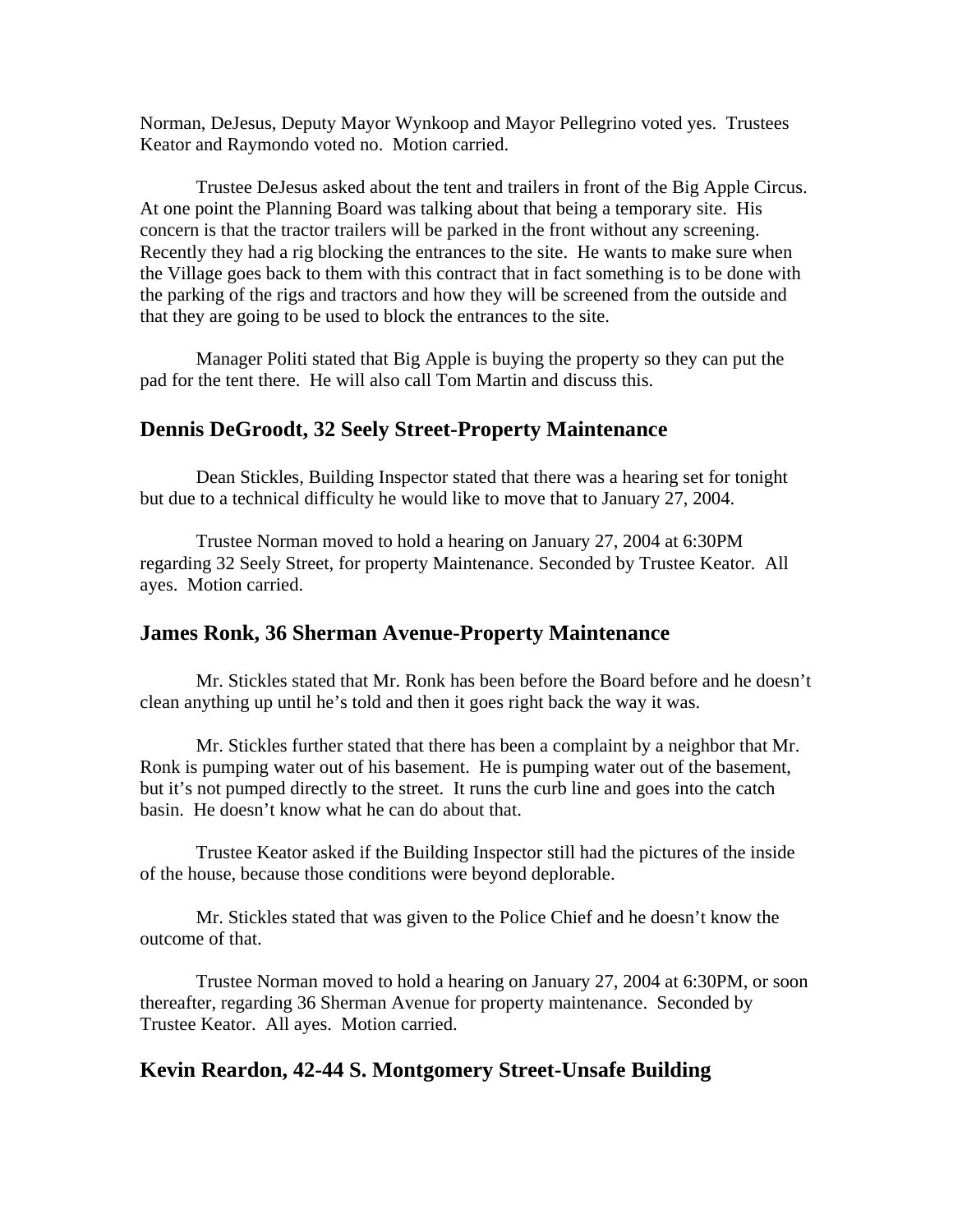Norman, DeJesus, Deputy Mayor Wynkoop and Mayor Pellegrino voted yes. Trustees Keator and Raymondo voted no. Motion carried.

Trustee DeJesus asked about the tent and trailers in front of the Big Apple Circus. At one point the Planning Board was talking about that being a temporary site. His concern is that the tractor trailers will be parked in the front without any screening. Recently they had a rig blocking the entrances to the site. He wants to make sure when the Village goes back to them with this contract that in fact something is to be done with the parking of the rigs and tractors and how they will be screened from the outside and that they are going to be used to block the entrances to the site.

Manager Politi stated that Big Apple is buying the property so they can put the pad for the tent there. He will also call Tom Martin and discuss this.

## Dennis DeGroodt, 32 Seely Street-Property Maintenance

Dean Stickles, Building Inspector stated that there was a hearing set for tonight but due to a technical difficulty he would like to move that to January 27, 2004.

Trustee Norman moved to hold a hearing on January 27, 2004 at 6:30PM regarding 32 Seely Street, for property Maintenance. Seconded by Trustee Keator. All ayes. Motion carried.

## James Ronk, 36 Sherman Avenue-Property Maintenance

Mr. Stickles stated that Mr. Ronk has been before the Board before and he doesn't clean anything up until he's told and then it goes right back the way it was.

Mr. Stickles further stated that there has been a complaint by a neighbor that Mr. Ronk is pumping water out of his basement. He is pumping water out of the basement, but it's not pumped directly to the street. It runs the curb line and goes into the catch basin. He doesn't know what he can do about that.

Trustee Keator asked if the Building Inspector still had the pictures of the inside of the house, because those conditions were beyond deplorable.

Mr. Stickles stated that was given to the Police Chief and he doesn't know the outcome of that.

Trustee Norman moved to hold a hearing on January 27, 2004 at 6:30PM, or soon thereafter, regarding 36 Sherman Avenue for property maintenance. Seconded by Trustee Keator. All ayes. Motion carried.

## Kevin Reardon, 42-44 S. Montgomery Street-Unsafe Building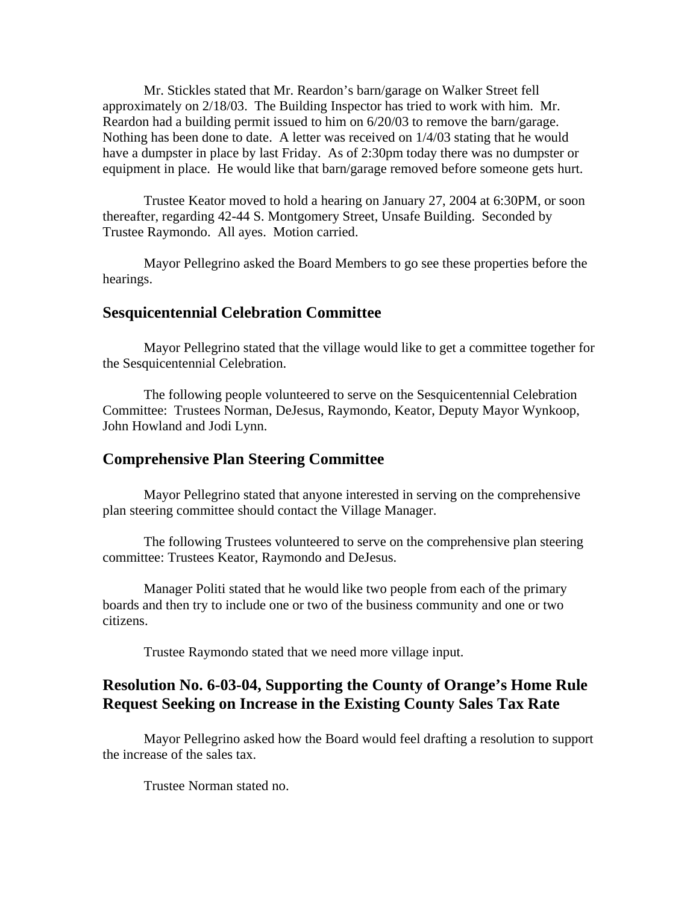Mr. Stickles stated that Mr. Reardon's barn/garage on Walker Street fell approximately on 2/18/03. The Building Inspector has tried to work with him. Mr. Reardon had a building permit issued to him on 6/20/03 to remove the barn/garage. Nothing has been done to date. A letter was received on 1/4/03 stating that he would have a dumpster in place by last Friday. As of 2:30pm today there was no dumpster or equipment in place. He would like that barn/garage removed before someone gets hurt.

Trustee Keator moved to hold a hearing on January 27, 2004 at 6:30PM, or soon thereafter, regarding 42-44 S. Montgomery Street, Unsafe Building. Seconded by Trustee Raymondo. All ayes. Motion carried.

Mayor Pellegrino asked the Board Members to go see these properties before the hearings.

## Sesquicentennial Celebration Committee

Mayor Pellegrino stated that the village would like to get a committee together for the Sesquicentennial Celebration.

The following people volunteered to serve on the Sesquicentennial Celebration Committee: Trustees Norman, DeJesus, Raymondo, Keator, Deputy Mayor Wynkoop, John Howland and Jodi Lynn.

## Comprehensive Plan Steering Committee

Mayor Pellegrino stated that anyone interested in serving on the comprehensive plan steering committee should contact the Village Manager.

The following Trustees volunteered to serve on the comprehensive plan steering committee: Trustees Keator, Raymondo and DeJesus.

Manager Politi stated that he would like two people from each of the primary boards and then try to include one or two of the business community and one or two citizens.

Trustee Raymondo stated that we need more village input.

## Resolution No. 6-03-04, Supporting the County of Orange's Home Rule Request Seeking on Increase in the Existing County Sales Tax Rate

Mayor Pellegrino asked how the Board would feel drafting a resolution to support the increase of the sales tax.

Trustee Norman stated no.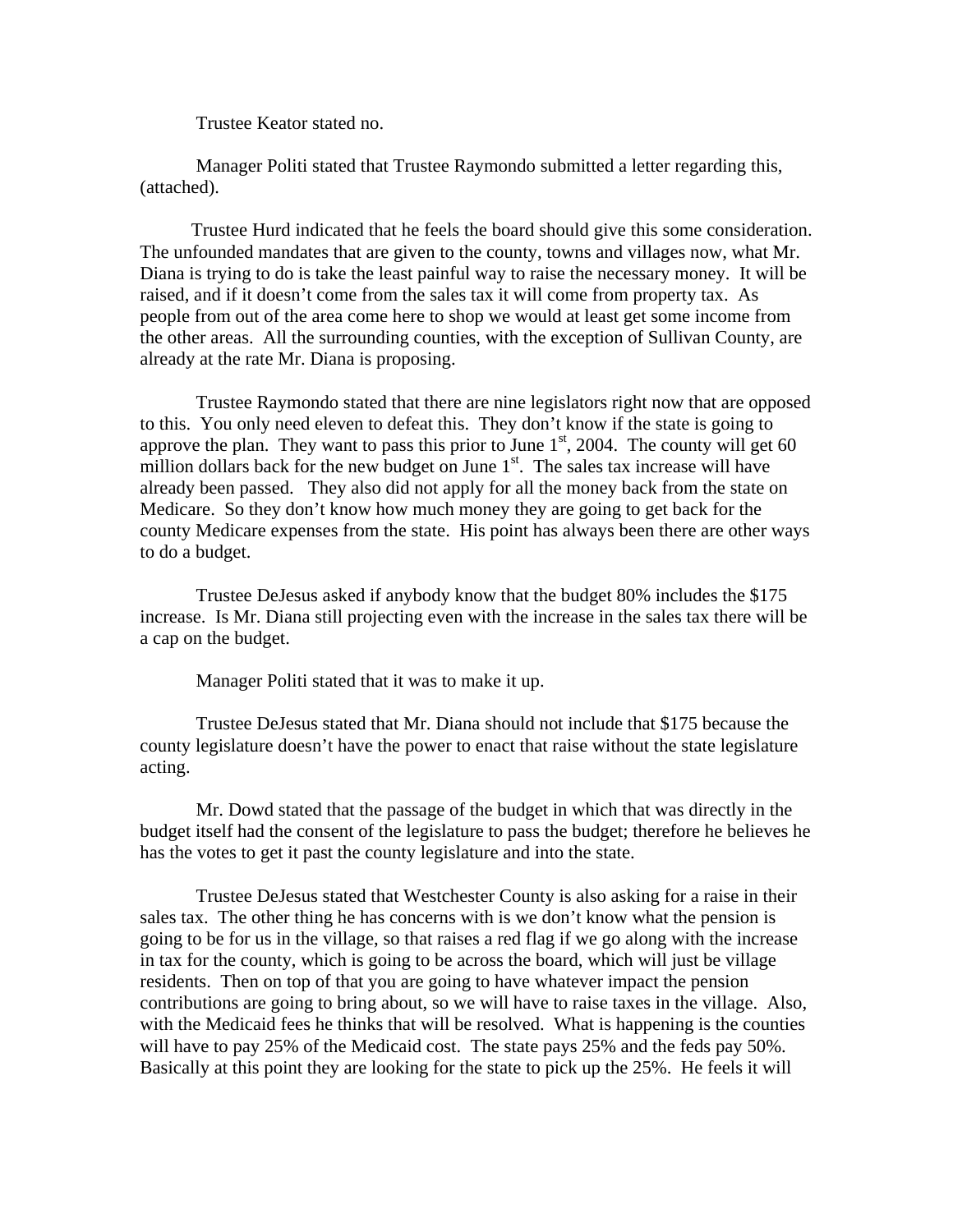Trustee Keator stated no.

Manager Politi stated that Trustee Raymondo submitted a letter regarding this, (attached).

Trustee Hurd indicated that he feels the board should give this some consideration. The unfounded mandates that are given to the county, towns and villages now, what Mr. Diana is trying to do is take the least painful way to raise the necessary money. It will be raised, and if it doesn't come from the sales tax it will come from property tax. As people from out of the area come here to shop we would at least get some income from the other areas. All the surrounding counties, with the exception of Sullivan County, are already at the rate Mr. Diana is proposing.

Trustee Raymondo stated that there are nine legislators right now that are opposed to this. You only need eleven to defeat this. They don't know if the state is going to approve the plan. They want to pass this prior to June 1st, 2004. The county will get 60 million dollars back for the new budget on June 1st. The sales tax increase will have already been passed. They also did not apply for all the money back from the state on Medicare. So they don't know how much money they are going to get back for the county Medicare expenses from the state. His point has always been there are other ways to do a budget.

Trustee DeJesus asked if anybody know that the budget 80% includes the $175 increase. Is Mr. Diana still projecting even with the increase in the sales tax there will be a cap on the budget.

Manager Politi stated that it was to make it up.

Trustee DeJesus stated that Mr. Diana should not include that $175 because the county legislature doesn't have the power to enact that raise without the state legislature acting.

Mr. Dowd stated that the passage of the budget in which that was directly in the budget itself had the consent of the legislature to pass the budget; therefore he believes he has the votes to get it past the county legislature and into the state.

Trustee DeJesus stated that Westchester County is also asking for a raise in their sales tax. The other thing he has concerns with is we don't know what the pension is going to be for us in the village, so that raises a red flag if we go along with the increase in tax for the county, which is going to be across the board, which will just be village residents. Then on top of that you are going to have whatever impact the pension contributions are going to bring about, so we will have to raise taxes in the village. Also, with the Medicaid fees he thinks that will be resolved. What is happening is the counties will have to pay 25% of the Medicaid cost. The state pays 25% and the feds pay 50%. Basically at this point they are looking for the state to pick up the 25%. He feels it will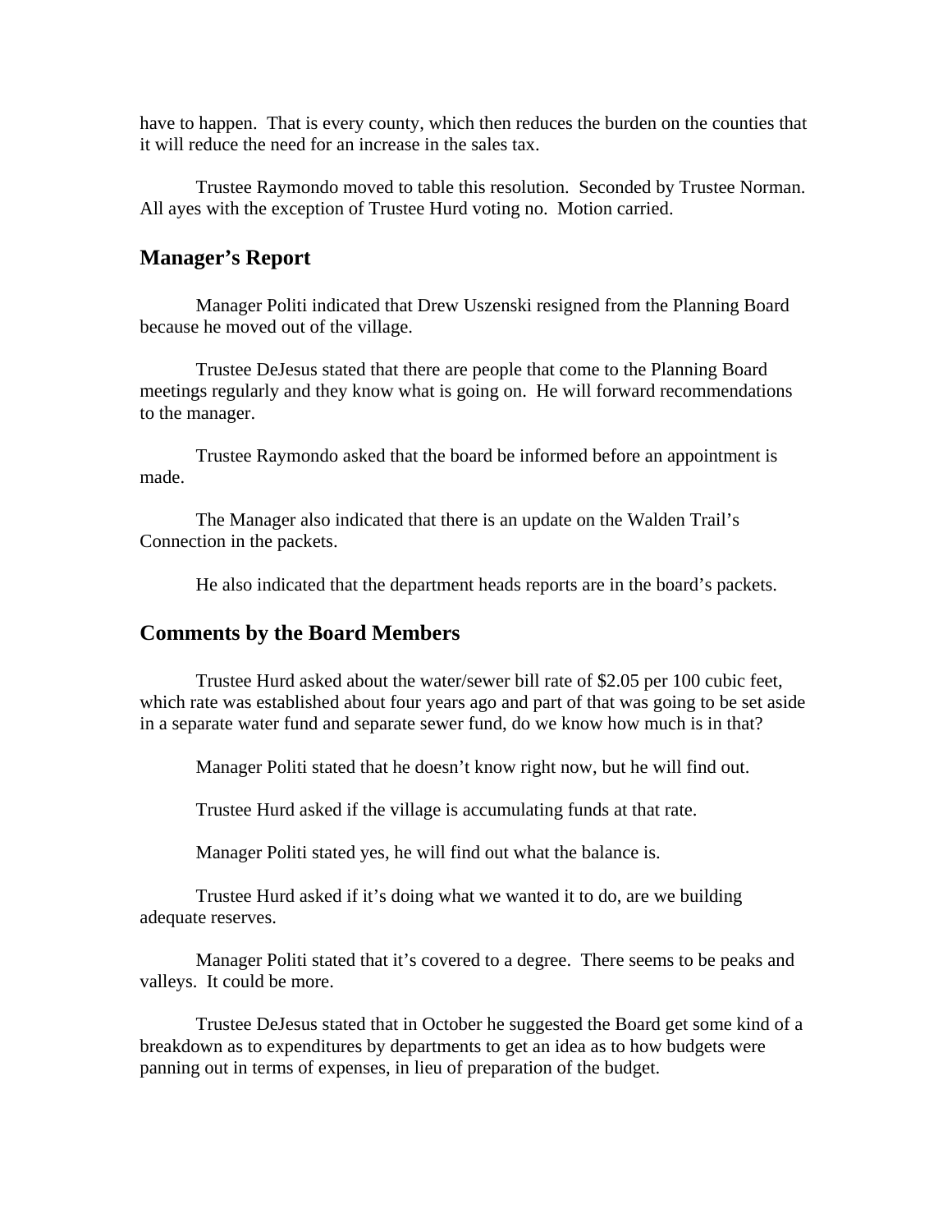have to happen. That is every county, which then reduces the burden on the counties that it will reduce the need for an increase in the sales tax.

Trustee Raymondo moved to table this resolution. Seconded by Trustee Norman. All ayes with the exception of Trustee Hurd voting no. Motion carried.

## Manager's Report

Manager Politi indicated that Drew Uszenski resigned from the Planning Board because he moved out of the village.

Trustee DeJesus stated that there are people that come to the Planning Board meetings regularly and they know what is going on. He will forward recommendations to the manager.

Trustee Raymondo asked that the board be informed before an appointment is made.

The Manager also indicated that there is an update on the Walden Trail's Connection in the packets.

He also indicated that the department heads reports are in the board's packets.

## Comments by the Board Members

Trustee Hurd asked about the water/sewer bill rate of $2.05 per 100 cubic feet, which rate was established about four years ago and part of that was going to be set aside in a separate water fund and separate sewer fund, do we know how much is in that?

Manager Politi stated that he doesn't know right now, but he will find out.

Trustee Hurd asked if the village is accumulating funds at that rate.

Manager Politi stated yes, he will find out what the balance is.

Trustee Hurd asked if it's doing what we wanted it to do, are we building adequate reserves.

Manager Politi stated that it's covered to a degree. There seems to be peaks and valleys. It could be more.

Trustee DeJesus stated that in October he suggested the Board get some kind of a breakdown as to expenditures by departments to get an idea as to how budgets were panning out in terms of expenses, in lieu of preparation of the budget.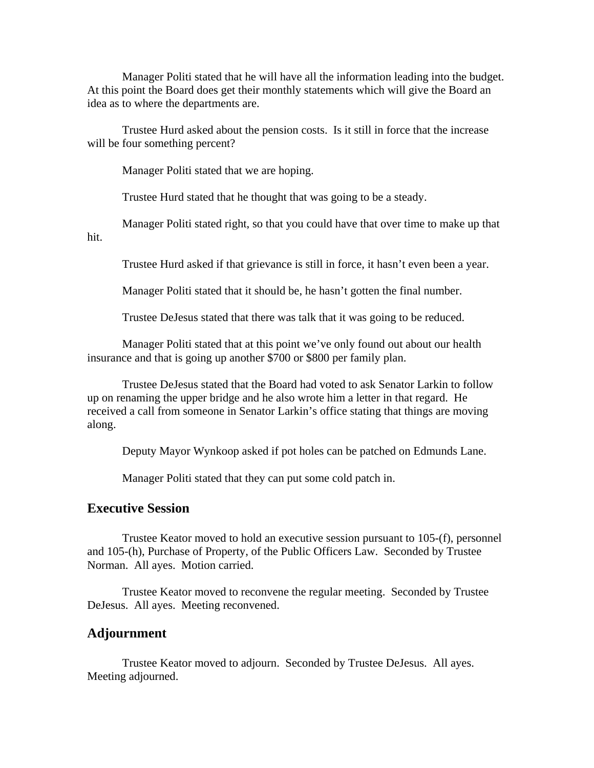Manager Politi stated that he will have all the information leading into the budget. At this point the Board does get their monthly statements which will give the Board an idea as to where the departments are.

Trustee Hurd asked about the pension costs. Is it still in force that the increase will be four something percent?

Manager Politi stated that we are hoping.

Trustee Hurd stated that he thought that was going to be a steady.

Manager Politi stated right, so that you could have that over time to make up that hit.

Trustee Hurd asked if that grievance is still in force, it hasn't even been a year.

Manager Politi stated that it should be, he hasn't gotten the final number.

Trustee DeJesus stated that there was talk that it was going to be reduced.

Manager Politi stated that at this point we've only found out about our health insurance and that is going up another $700 or $800 per family plan.

Trustee DeJesus stated that the Board had voted to ask Senator Larkin to follow up on renaming the upper bridge and he also wrote him a letter in that regard. He received a call from someone in Senator Larkin's office stating that things are moving along.

Deputy Mayor Wynkoop asked if pot holes can be patched on Edmunds Lane.

Manager Politi stated that they can put some cold patch in.

## Executive Session

Trustee Keator moved to hold an executive session pursuant to 105-(f), personnel and 105-(h), Purchase of Property, of the Public Officers Law. Seconded by Trustee Norman. All ayes. Motion carried.

Trustee Keator moved to reconvene the regular meeting. Seconded by Trustee DeJesus. All ayes. Meeting reconvened.

## Adjournment

Trustee Keator moved to adjourn. Seconded by Trustee DeJesus. All ayes. Meeting adjourned.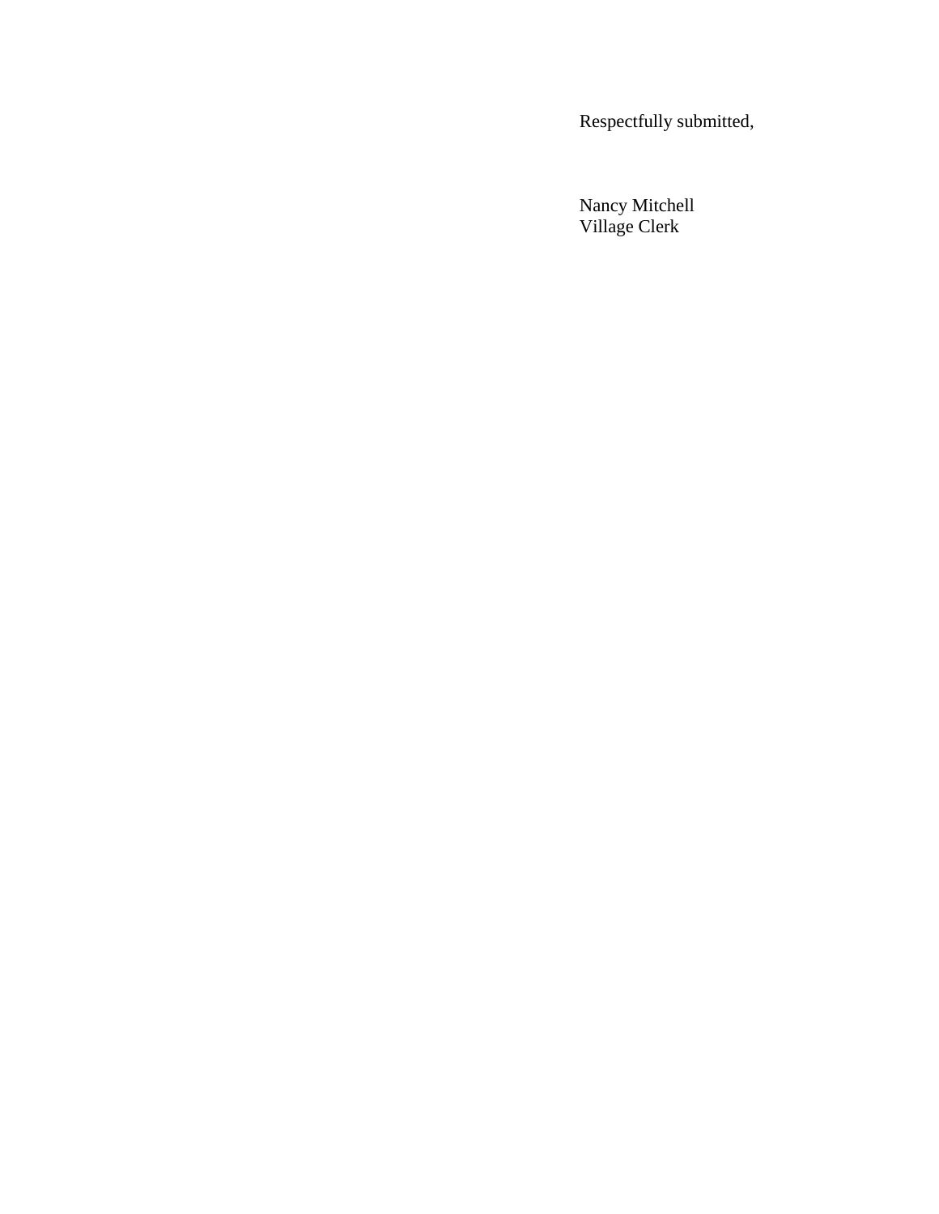Respectfully submitted,

Nancy Mitchell
Village Clerk